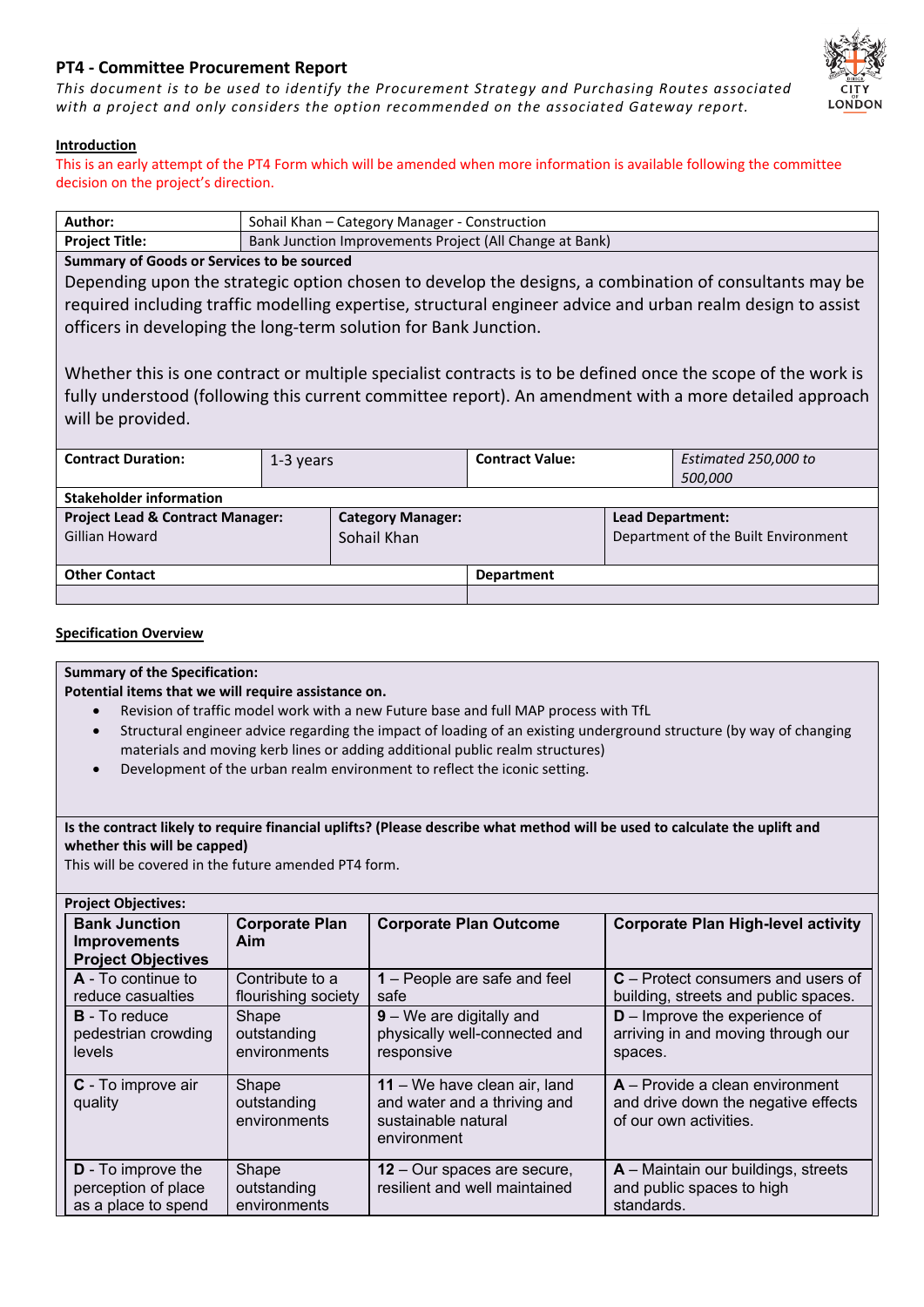## PT4 - Committee Procurement Report

*This document is to be used to identify the Procurement Strategy and Purchasing Routes associated with a project and only considers the option recommended on the associated Gateway report.*

**Introduction**

This is an early attempt of the PT4 Form which will be amended when more information is available following the committee decision on the project's direction.

| **Author:** | Sohail Khan – Category Manager - Construction |
|---|---|
| **Project Title:** | Bank Junction Improvements Project (All Change at Bank) |

**Summary of Goods or Services to be sourced**

Depending upon the strategic option chosen to develop the designs, a combination of consultants may be required including traffic modelling expertise, structural engineer advice and urban realm design to assist officers in developing the long-term solution for Bank Junction.

Whether this is one contract or multiple specialist contracts is to be defined once the scope of the work is fully understood (following this current committee report). An amendment with a more detailed approach will be provided.

| **Contract Duration:** | 1-3 years | **Contract Value:** | *Estimated 250,000 to 500,000* |
|---|---|---|---|

**Stakeholder information**

| **Project Lead & Contract Manager:** | **Category Manager:** | **Lead Department:** |
|---|---|---|
| Gillian Howard | Sohail Khan | Department of the Built Environment |

| **Other Contact** | **Department** |
|---|---|
| | |

**Specification Overview**

**Summary of the Specification:**

**Potential items that we will require assistance on.**

- Revision of traffic model work with a new Future base and full MAP process with TfL
- Structural engineer advice regarding the impact of loading of an existing underground structure (by way of changing materials and moving kerb lines or adding additional public realm structures)
- Development of the urban realm environment to reflect the iconic setting.

**Is the contract likely to require financial uplifts? (Please describe what method will be used to calculate the uplift and whether this will be capped)**

This will be covered in the future amended PT4 form.

**Project Objectives:**

| **Bank Junction Improvements Project Objectives** | **Corporate Plan Aim** | **Corporate Plan Outcome** | **Corporate Plan High-level activity** |
|---|---|---|---|
| **A** - To continue to reduce casualties | Contribute to a flourishing society | **1** – People are safe and feel safe | **C** – Protect consumers and users of building, streets and public spaces. |
| **B** - To reduce pedestrian crowding levels | Shape outstanding environments | **9** – We are digitally and physically well-connected and responsive | **D** – Improve the experience of arriving in and moving through our spaces. |
| **C** - To improve air quality | Shape outstanding environments | **11** – We have clean air, land and water and a thriving and sustainable natural environment | **A** – Provide a clean environment and drive down the negative effects of our own activities. |
| **D** - To improve the perception of place as a place to spend | Shape outstanding environments | **12** – Our spaces are secure, resilient and well maintained | **A** – Maintain our buildings, streets and public spaces to high standards. |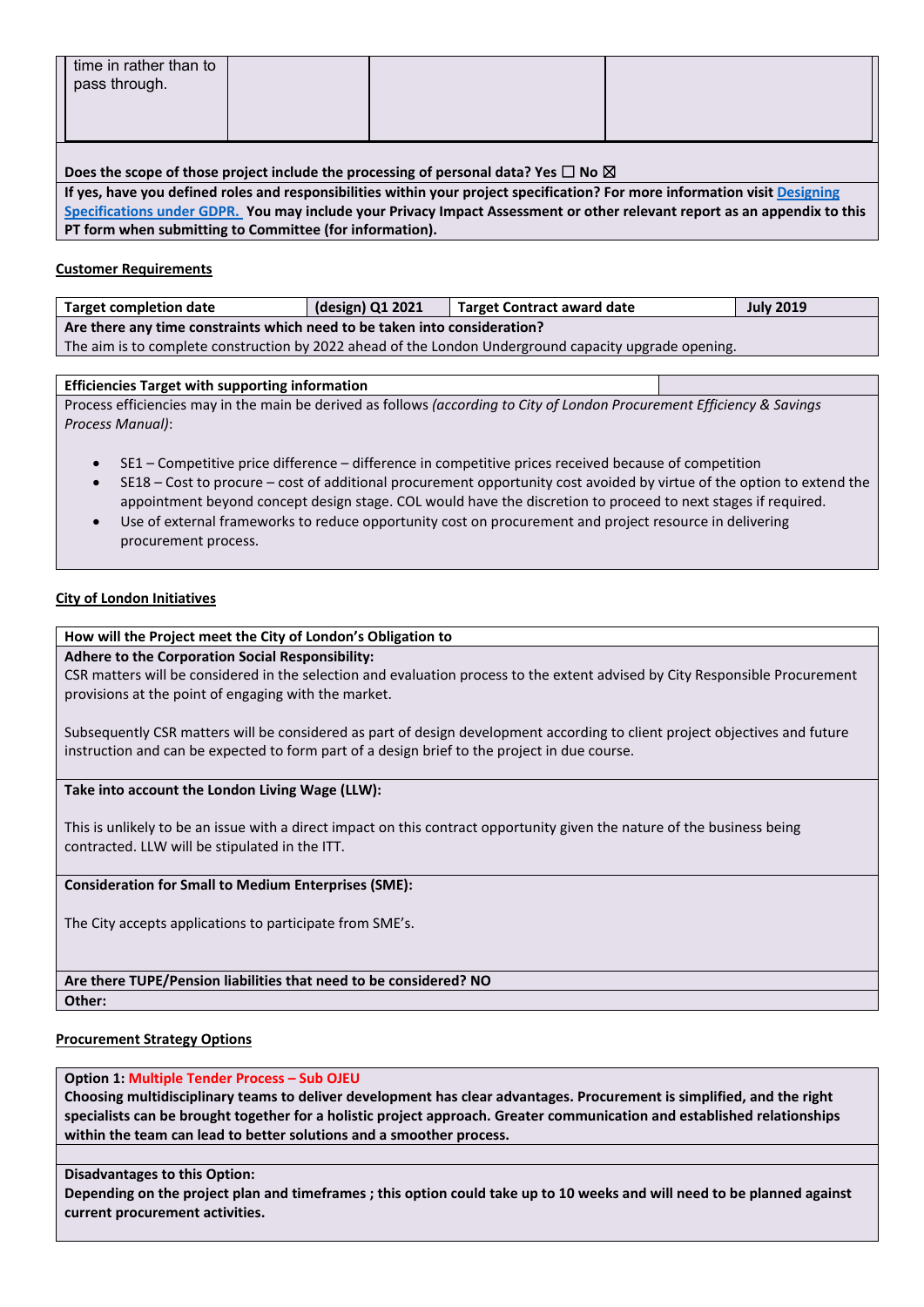| time in rather than to pass through. | | | |
|---|---|---|---|

**Does the scope of those project include the processing of personal data? Yes ☐ No ☒**

**If yes, have you defined roles and responsibilities within your project specification? For more information visit Designing Specifications under GDPR. You may include your Privacy Impact Assessment or other relevant report as an appendix to this PT form when submitting to Committee (for information).**

**Customer Requirements**

| **Target completion date** | **(design) Q1 2021** | **Target Contract award date** | **July 2019** |
|---|---|---|---|
| **Are there any time constraints which need to be taken into consideration?** | | | |
| The aim is to complete construction by 2022 ahead of the London Underground capacity upgrade opening. | | | |

**Efficiencies Target with supporting information**

Process efficiencies may in the main be derived as follows *(according to City of London Procurement Efficiency & Savings Process Manual)*:

- SE1 – Competitive price difference – difference in competitive prices received because of competition
- SE18 – Cost to procure – cost of additional procurement opportunity cost avoided by virtue of the option to extend the appointment beyond concept design stage. COL would have the discretion to proceed to next stages if required.
- Use of external frameworks to reduce opportunity cost on procurement and project resource in delivering procurement process.

**City of London Initiatives**

**How will the Project meet the City of London's Obligation to**

**Adhere to the Corporation Social Responsibility:**

CSR matters will be considered in the selection and evaluation process to the extent advised by City Responsible Procurement provisions at the point of engaging with the market.

Subsequently CSR matters will be considered as part of design development according to client project objectives and future instruction and can be expected to form part of a design brief to the project in due course.

**Take into account the London Living Wage (LLW):**

This is unlikely to be an issue with a direct impact on this contract opportunity given the nature of the business being contracted. LLW will be stipulated in the ITT.

**Consideration for Small to Medium Enterprises (SME):**

The City accepts applications to participate from SME's.

**Are there TUPE/Pension liabilities that need to be considered? NO**

**Other:**

**Procurement Strategy Options**

**Option 1: Multiple Tender Process – Sub OJEU**

**Choosing multidisciplinary teams to deliver development has clear advantages. Procurement is simplified, and the right specialists can be brought together for a holistic project approach. Greater communication and established relationships within the team can lead to better solutions and a smoother process.**

**Disadvantages to this Option:**

**Depending on the project plan and timeframes ; this option could take up to 10 weeks and will need to be planned against current procurement activities.**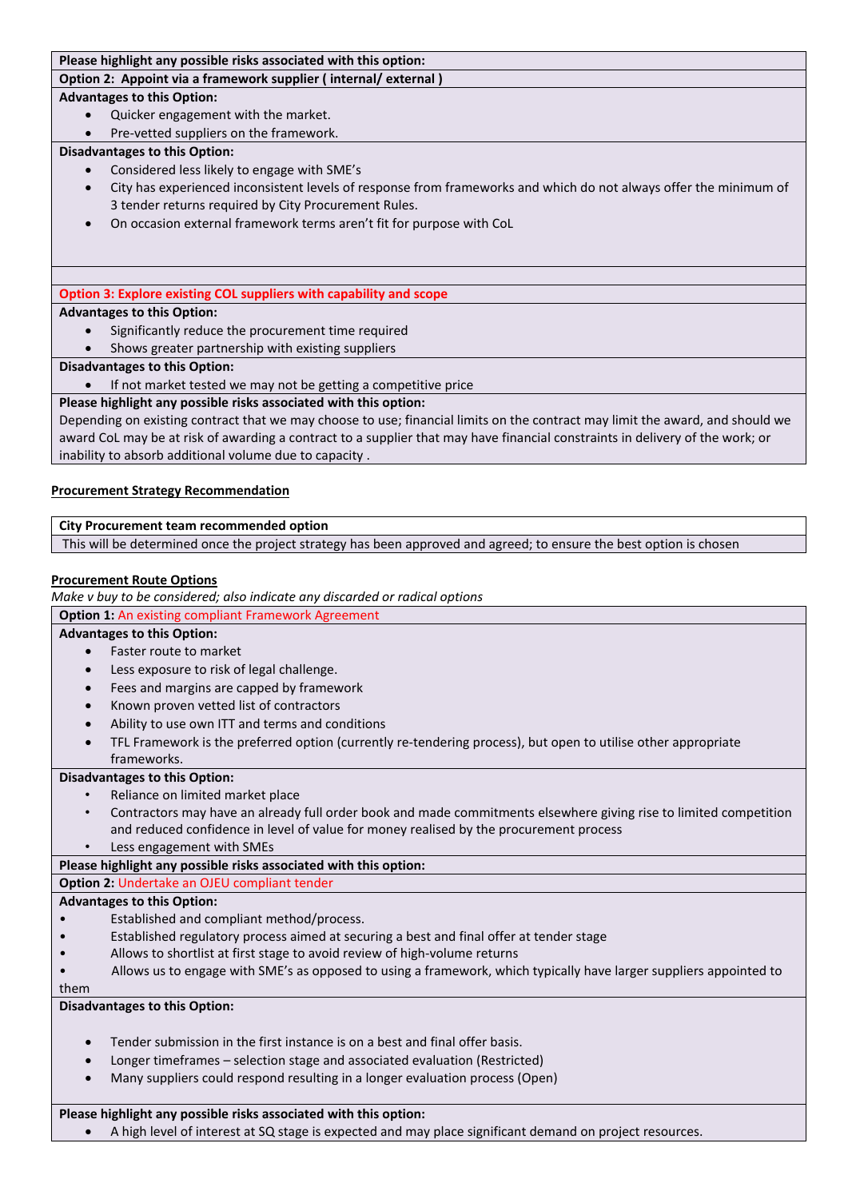**Please highlight any possible risks associated with this option:**

**Option 2: Appoint via a framework supplier ( internal/ external )**

**Advantages to this Option:**

- Quicker engagement with the market.
- Pre-vetted suppliers on the framework.

**Disadvantages to this Option:**

- Considered less likely to engage with SME's
- City has experienced inconsistent levels of response from frameworks and which do not always offer the minimum of 3 tender returns required by City Procurement Rules.
- On occasion external framework terms aren't fit for purpose with CoL

**Option 3: Explore existing COL suppliers with capability and scope**

**Advantages to this Option:**

- Significantly reduce the procurement time required
- Shows greater partnership with existing suppliers

**Disadvantages to this Option:**

- If not market tested we may not be getting a competitive price

**Please highlight any possible risks associated with this option:**

Depending on existing contract that we may choose to use; financial limits on the contract may limit the award, and should we award CoL may be at risk of awarding a contract to a supplier that may have financial constraints in delivery of the work; or inability to absorb additional volume due to capacity .

**Procurement Strategy Recommendation**

**City Procurement team recommended option**

This will be determined once the project strategy has been approved and agreed; to ensure the best option is chosen

**Procurement Route Options**

*Make v buy to be considered; also indicate any discarded or radical options*

**Option 1:** An existing compliant Framework Agreement

**Advantages to this Option:**

- Faster route to market
- Less exposure to risk of legal challenge.
- Fees and margins are capped by framework
- Known proven vetted list of contractors
- Ability to use own ITT and terms and conditions
- TFL Framework is the preferred option (currently re-tendering process), but open to utilise other appropriate frameworks.

**Disadvantages to this Option:**

- Reliance on limited market place
- Contractors may have an already full order book and made commitments elsewhere giving rise to limited competition and reduced confidence in level of value for money realised by the procurement process
- Less engagement with SMEs

**Please highlight any possible risks associated with this option:**

**Option 2:** Undertake an OJEU compliant tender

**Advantages to this Option:**

- Established and compliant method/process.
- Established regulatory process aimed at securing a best and final offer at tender stage
- Allows to shortlist at first stage to avoid review of high-volume returns
- Allows us to engage with SME's as opposed to using a framework, which typically have larger suppliers appointed to them

**Disadvantages to this Option:**

- Tender submission in the first instance is on a best and final offer basis.
- Longer timeframes – selection stage and associated evaluation (Restricted)
- Many suppliers could respond resulting in a longer evaluation process (Open)

**Please highlight any possible risks associated with this option:**

- A high level of interest at SQ stage is expected and may place significant demand on project resources.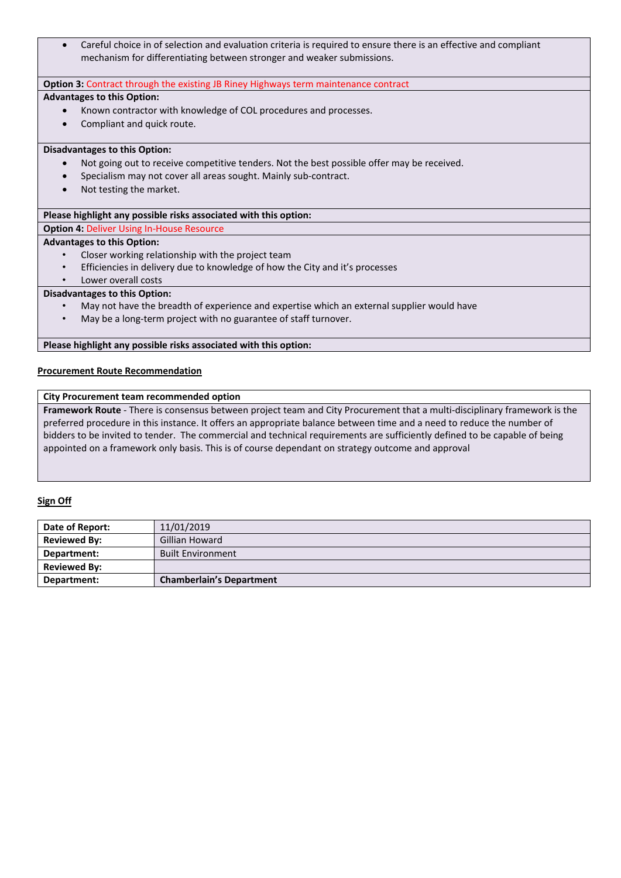- Careful choice in of selection and evaluation criteria is required to ensure there is an effective and compliant mechanism for differentiating between stronger and weaker submissions.

**Option 3:** Contract through the existing JB Riney Highways term maintenance contract

**Advantages to this Option:**

- Known contractor with knowledge of COL procedures and processes.
- Compliant and quick route.

**Disadvantages to this Option:**

- Not going out to receive competitive tenders. Not the best possible offer may be received.
- Specialism may not cover all areas sought. Mainly sub-contract.
- Not testing the market.

**Please highlight any possible risks associated with this option:**

**Option 4:** Deliver Using In-House Resource

**Advantages to this Option:**

- Closer working relationship with the project team
- Efficiencies in delivery due to knowledge of how the City and it's processes
- Lower overall costs

**Disadvantages to this Option:**

- May not have the breadth of experience and expertise which an external supplier would have
- May be a long-term project with no guarantee of staff turnover.

**Please highlight any possible risks associated with this option:**

**Procurement Route Recommendation**

**City Procurement team recommended option**

**Framework Route** - There is consensus between project team and City Procurement that a multi-disciplinary framework is the preferred procedure in this instance. It offers an appropriate balance between time and a need to reduce the number of bidders to be invited to tender. The commercial and technical requirements are sufficiently defined to be capable of being appointed on a framework only basis. This is of course dependant on strategy outcome and approval

**Sign Off**

| | |
|---|---|
| **Date of Report:** | 11/01/2019 |
| **Reviewed By:** | Gillian Howard |
| **Department:** | Built Environment |
| **Reviewed By:** | |
| **Department:** | **Chamberlain's Department** |